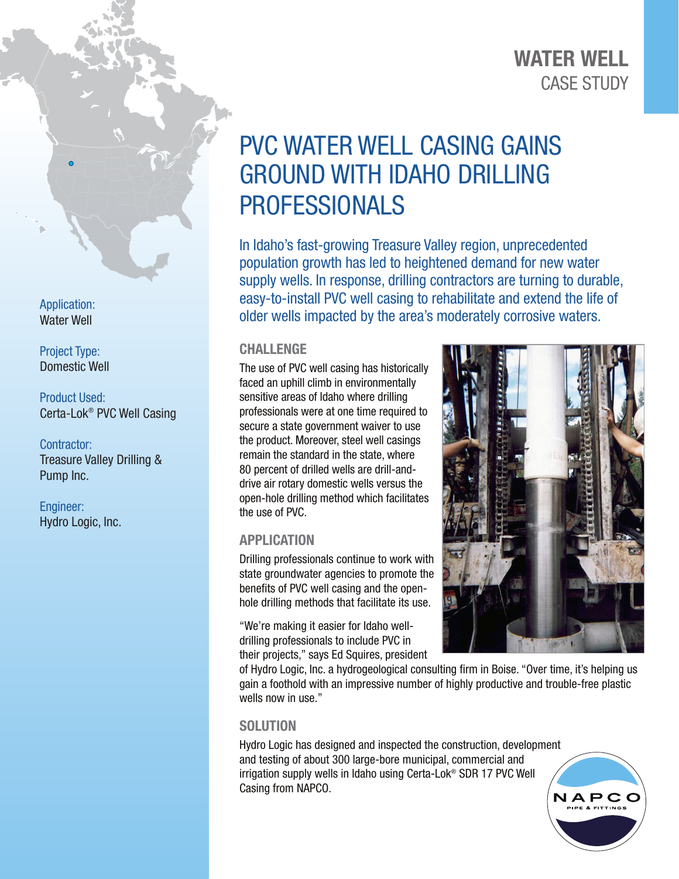# WATER WELL CASE STUDY

Application:
Water Well

Project Type:
Domestic Well

Product Used:
Certa-Lok® PVC Well Casing

Contractor:
Treasure Valley Drilling & Pump Inc.

Engineer:
Hydro Logic, Inc.

# PVC WATER WELL CASING GAINS GROUND WITH IDAHO DRILLING PROFESSIONALS

In Idaho's fast-growing Treasure Valley region, unprecedented population growth has led to heightened demand for new water supply wells. In response, drilling contractors are turning to durable, easy-to-install PVC well casing to rehabilitate and extend the life of older wells impacted by the area's moderately corrosive waters.

## CHALLENGE

The use of PVC well casing has historically faced an uphill climb in environmentally sensitive areas of Idaho where drilling professionals were at one time required to secure a state government waiver to use the product. Moreover, steel well casings remain the standard in the state, where 80 percent of drilled wells are drill-and-drive air rotary domestic wells versus the open-hole drilling method which facilitates the use of PVC.

## APPLICATION

Drilling professionals continue to work with state groundwater agencies to promote the benefits of PVC well casing and the open-hole drilling methods that facilitate its use.

"We're making it easier for Idaho well-drilling professionals to include PVC in their projects," says Ed Squires, president of Hydro Logic, Inc. a hydrogeological consulting firm in Boise. "Over time, it's helping us gain a foothold with an impressive number of highly productive and trouble-free plastic wells now in use."

## SOLUTION

Hydro Logic has designed and inspected the construction, development and testing of about 300 large-bore municipal, commercial and irrigation supply wells in Idaho using Certa-Lok® SDR 17 PVC Well Casing from NAPCO.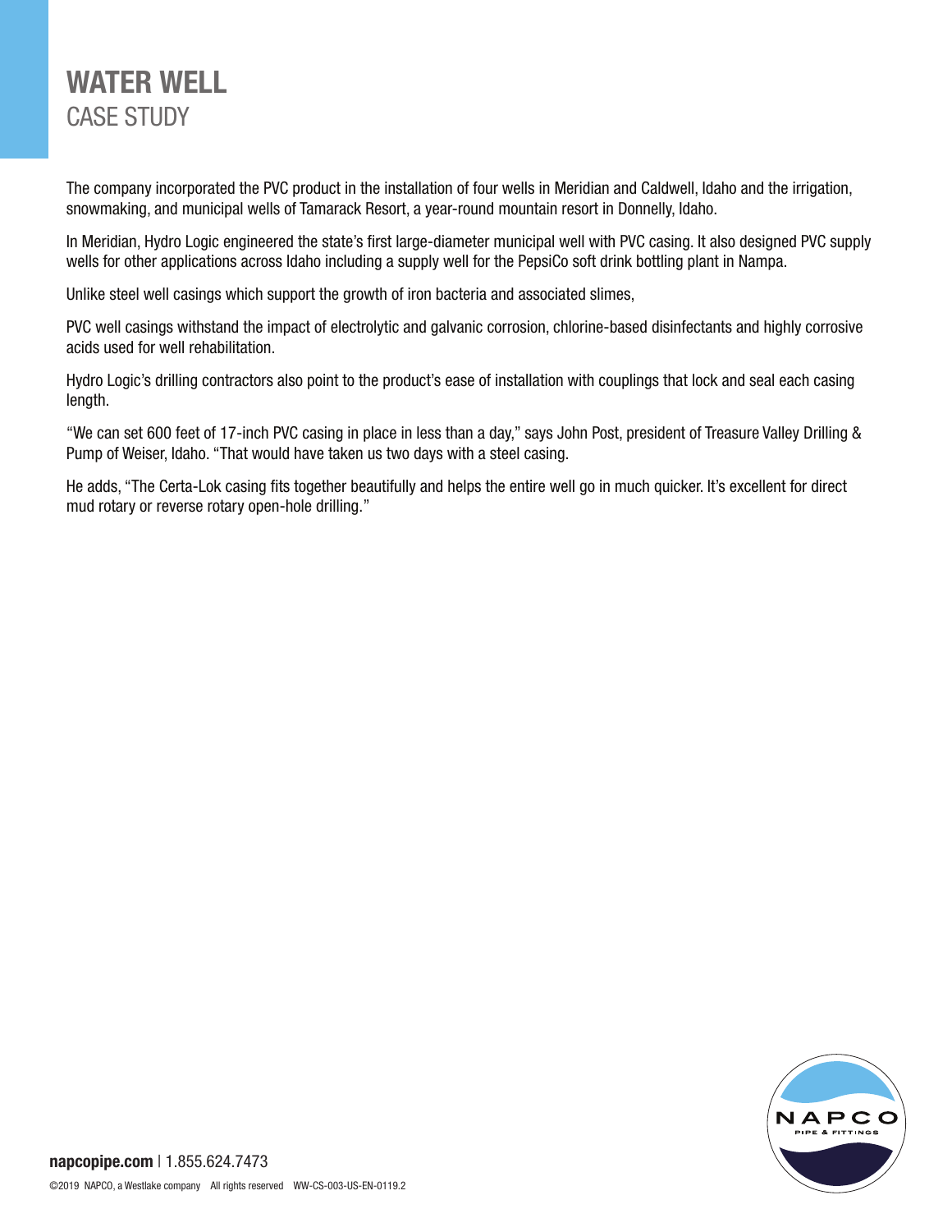# WATER WELL

## CASE STUDY

The company incorporated the PVC product in the installation of four wells in Meridian and Caldwell, Idaho and the irrigation, snowmaking, and municipal wells of Tamarack Resort, a year-round mountain resort in Donnelly, Idaho.

In Meridian, Hydro Logic engineered the state's first large-diameter municipal well with PVC casing. It also designed PVC supply wells for other applications across Idaho including a supply well for the PepsiCo soft drink bottling plant in Nampa.

Unlike steel well casings which support the growth of iron bacteria and associated slimes,

PVC well casings withstand the impact of electrolytic and galvanic corrosion, chlorine-based disinfectants and highly corrosive acids used for well rehabilitation.

Hydro Logic's drilling contractors also point to the product's ease of installation with couplings that lock and seal each casing length.

"We can set 600 feet of 17-inch PVC casing in place in less than a day," says John Post, president of Treasure Valley Drilling & Pump of Weiser, Idaho. "That would have taken us two days with a steel casing.

He adds, "The Certa-Lok casing fits together beautifully and helps the entire well go in much quicker. It's excellent for direct mud rotary or reverse rotary open-hole drilling."

NAPCO PIPE & FITTINGS

**napcopipe.com** | 1.855.624.7473

©2019 NAPCO, a Westlake company All rights reserved WW-CS-003-US-EN-0119.2